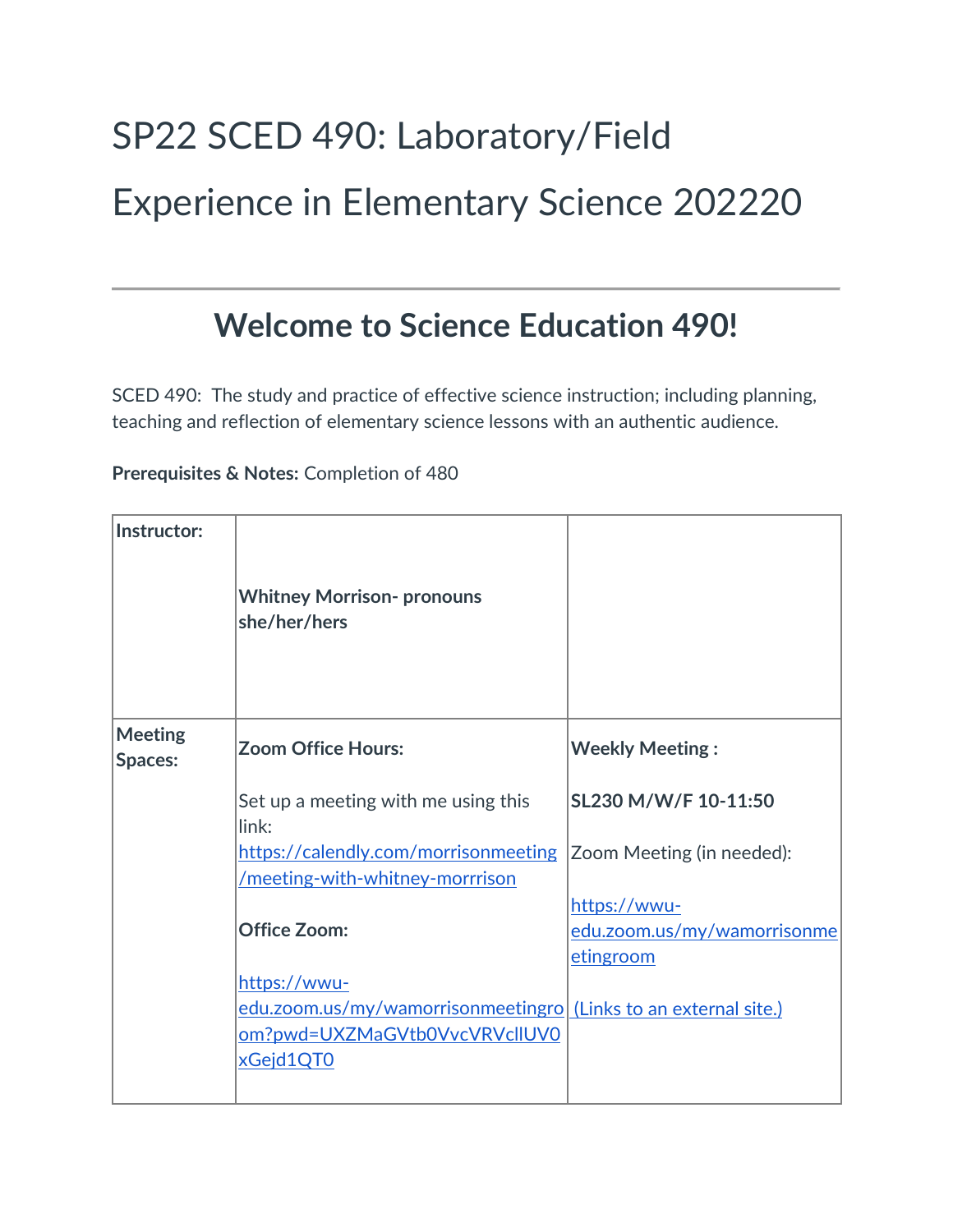# SP22 SCED 490: Laboratory/Field Experience in Elementary Science 202220

---

## Welcome to Science Education 490!

SCED 490: The study and practice of effective science instruction; including planning, teaching and reflection of elementary science lessons with an authentic audience.

**Prerequisites & Notes:** Completion of 480

| **Instructor:** | **Whitney Morrison- pronouns she/her/hers** | |
| --- | --- | --- |
| **Meeting Spaces:** | **Zoom Office Hours:**<br><br>Set up a meeting with me using this link: [https://calendly.com/morrisonmeeting/meeting-with-whitney-morrrison](https://calendly.com/morrisonmeeting/meeting-with-whitney-morrrison)<br><br>**Office Zoom:**<br><br>[https://wwu-edu.zoom.us/my/wamorrisonmeetingroom?pwd=UXZMaGVtb0VvcVRVclIUV0xGejd1QT0](https://wwu-edu.zoom.us/my/wamorrisonmeetingroom?pwd=UXZMaGVtb0VvcVRVclIUV0xGejd1QT0) | **Weekly Meeting :**<br><br>**SL230 M/W/F 10-11:50**<br><br>Zoom Meeting (in needed):<br><br>[https://wwu-edu.zoom.us/my/wamorrisonmeetingroom](https://wwu-edu.zoom.us/my/wamorrisonmeetingroom)<br><br>(Links to an external site.) |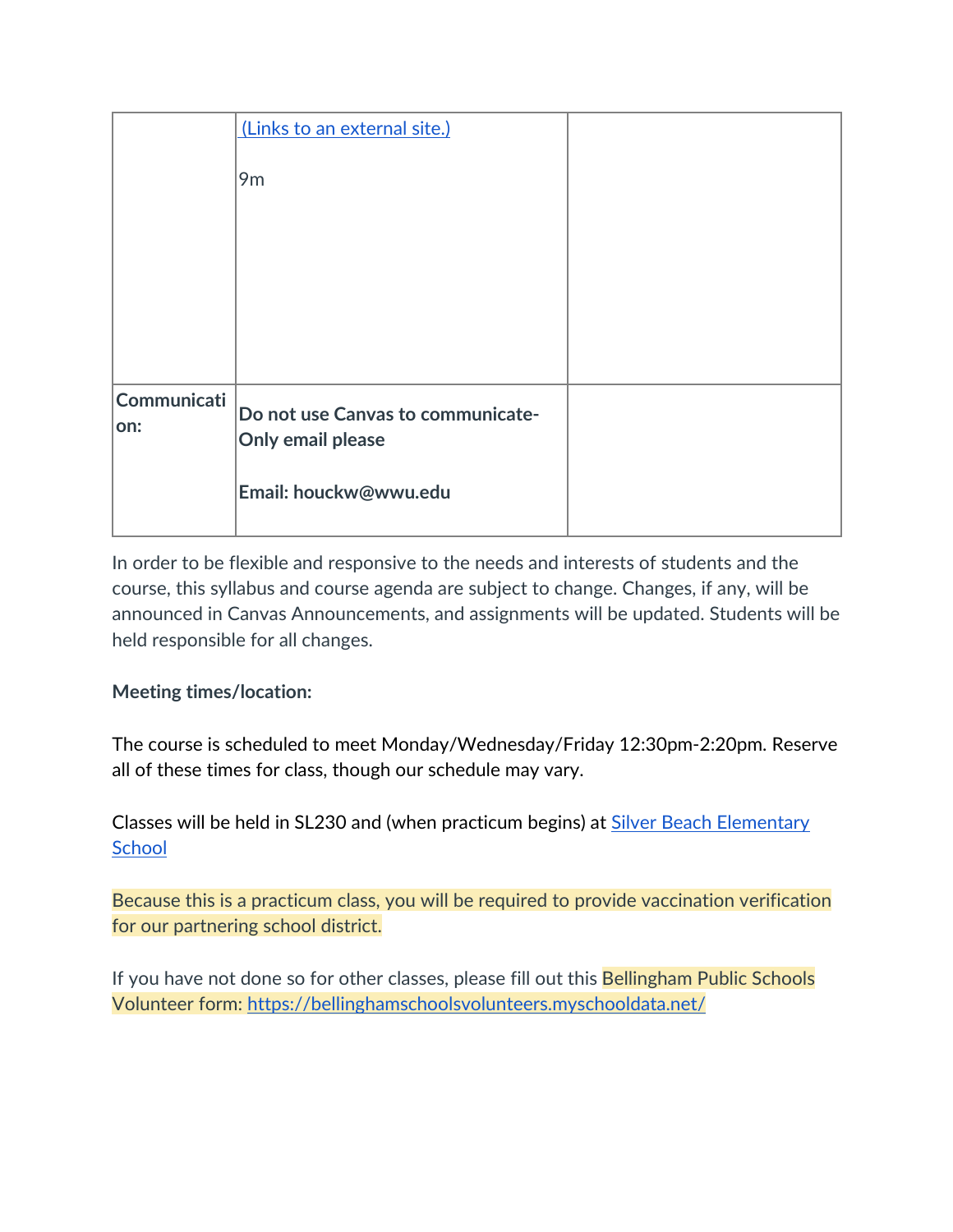| | | |
|---|---|---|
| | [(Links to an external site.)]<br><br>9m | |
| **Communication:** | **Do not use Canvas to communicate- Only email please**<br><br>**Email: houckw@wwu.edu** | |

In order to be flexible and responsive to the needs and interests of students and the course, this syllabus and course agenda are subject to change. Changes, if any, will be announced in Canvas Announcements, and assignments will be updated. Students will be held responsible for all changes.

**Meeting times/location:**

The course is scheduled to meet Monday/Wednesday/Friday 12:30pm-2:20pm. Reserve all of these times for class, though our schedule may vary.

Classes will be held in SL230 and (when practicum begins) at Silver Beach Elementary School

Because this is a practicum class, you will be required to provide vaccination verification for our partnering school district.

If you have not done so for other classes, please fill out this Bellingham Public Schools Volunteer form: https://bellinghamschoolsvolunteers.myschooldata.net/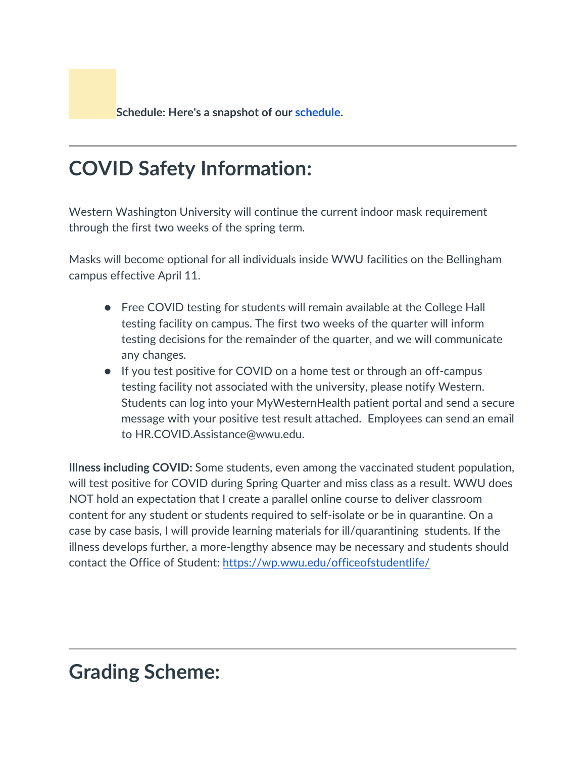**Schedule: Here's a snapshot of our schedule.**

---

## COVID Safety Information:

Western Washington University will continue the current indoor mask requirement through the first two weeks of the spring term.

Masks will become optional for all individuals inside WWU facilities on the Bellingham campus effective April 11.

- Free COVID testing for students will remain available at the College Hall testing facility on campus. The first two weeks of the quarter will inform testing decisions for the remainder of the quarter, and we will communicate any changes.
- If you test positive for COVID on a home test or through an off-campus testing facility not associated with the university, please notify Western. Students can log into your MyWesternHealth patient portal and send a secure message with your positive test result attached. Employees can send an email to HR.COVID.Assistance@wwu.edu.

**Illness including COVID:** Some students, even among the vaccinated student population, will test positive for COVID during Spring Quarter and miss class as a result. WWU does NOT hold an expectation that I create a parallel online course to deliver classroom content for any student or students required to self-isolate or be in quarantine. On a case by case basis, I will provide learning materials for ill/quarantining students. If the illness develops further, a more-lengthy absence may be necessary and students should contact the Office of Student: https://wp.wwu.edu/officeofstudentlife/

---

## Grading Scheme: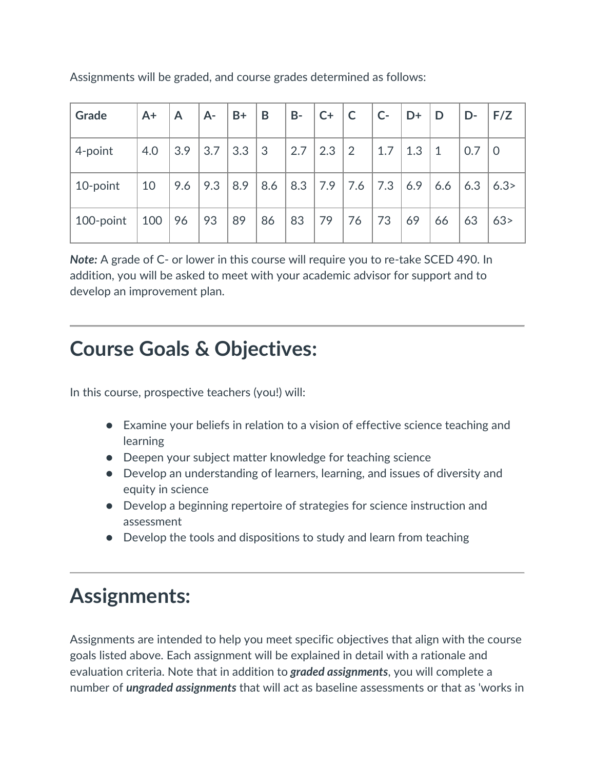Assignments will be graded, and course grades determined as follows:

| Grade | A+ | A | A- | B+ | B | B- | C+ | C | C- | D+ | D | D- | F/Z |
|---|---|---|---|---|---|---|---|---|---|---|---|---|---|
| 4-point | 4.0 | 3.9 | 3.7 | 3.3 | 3 | 2.7 | 2.3 | 2 | 1.7 | 1.3 | 1 | 0.7 | 0 |
| 10-point | 10 | 9.6 | 9.3 | 8.9 | 8.6 | 8.3 | 7.9 | 7.6 | 7.3 | 6.9 | 6.6 | 6.3 | 6.3> |
| 100-point | 100 | 96 | 93 | 89 | 86 | 83 | 79 | 76 | 73 | 69 | 66 | 63 | 63> |

***Note:*** A grade of C- or lower in this course will require you to re-take SCED 490. In addition, you will be asked to meet with your academic advisor for support and to develop an improvement plan.

---

## Course Goals & Objectives:

In this course, prospective teachers (you!) will:

- Examine your beliefs in relation to a vision of effective science teaching and learning
- Deepen your subject matter knowledge for teaching science
- Develop an understanding of learners, learning, and issues of diversity and equity in science
- Develop a beginning repertoire of strategies for science instruction and assessment
- Develop the tools and dispositions to study and learn from teaching

---

## Assignments:

Assignments are intended to help you meet specific objectives that align with the course goals listed above. Each assignment will be explained in detail with a rationale and evaluation criteria. Note that in addition to ***graded assignments***, you will complete a number of ***ungraded assignments*** that will act as baseline assessments or that as 'works in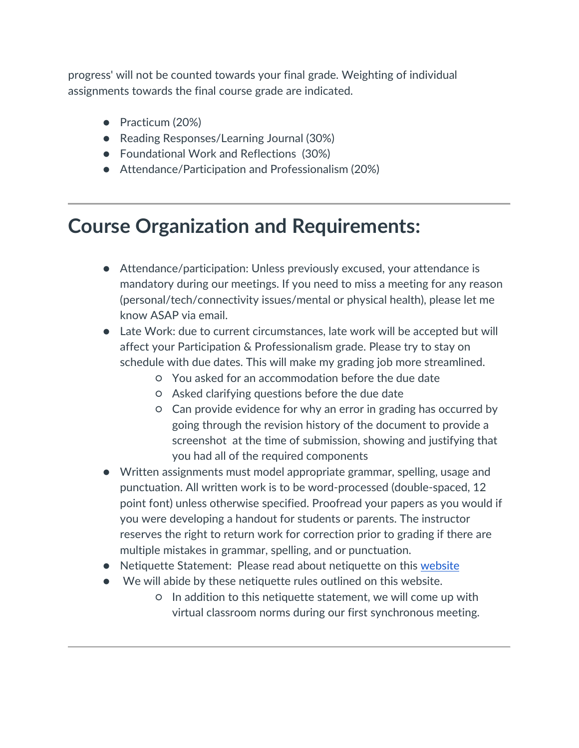progress' will not be counted towards your final grade. Weighting of individual assignments towards the final course grade are indicated.

- Practicum (20%)
- Reading Responses/Learning Journal (30%)
- Foundational Work and Reflections (30%)
- Attendance/Participation and Professionalism (20%)

---

## Course Organization and Requirements:

- Attendance/participation: Unless previously excused, your attendance is mandatory during our meetings. If you need to miss a meeting for any reason (personal/tech/connectivity issues/mental or physical health), please let me know ASAP via email.
- Late Work: due to current circumstances, late work will be accepted but will affect your Participation & Professionalism grade. Please try to stay on schedule with due dates. This will make my grading job more streamlined.
    - You asked for an accommodation before the due date
    - Asked clarifying questions before the due date
    - Can provide evidence for why an error in grading has occurred by going through the revision history of the document to provide a screenshot at the time of submission, showing and justifying that you had all of the required components
- Written assignments must model appropriate grammar, spelling, usage and punctuation. All written work is to be word-processed (double-spaced, 12 point font) unless otherwise specified. Proofread your papers as you would if you were developing a handout for students or parents. The instructor reserves the right to return work for correction prior to grading if there are multiple mistakes in grammar, spelling, and or punctuation.
- Netiquette Statement: Please read about netiquette on this website
- We will abide by these netiquette rules outlined on this website.
    - In addition to this netiquette statement, we will come up with virtual classroom norms during our first synchronous meeting.

---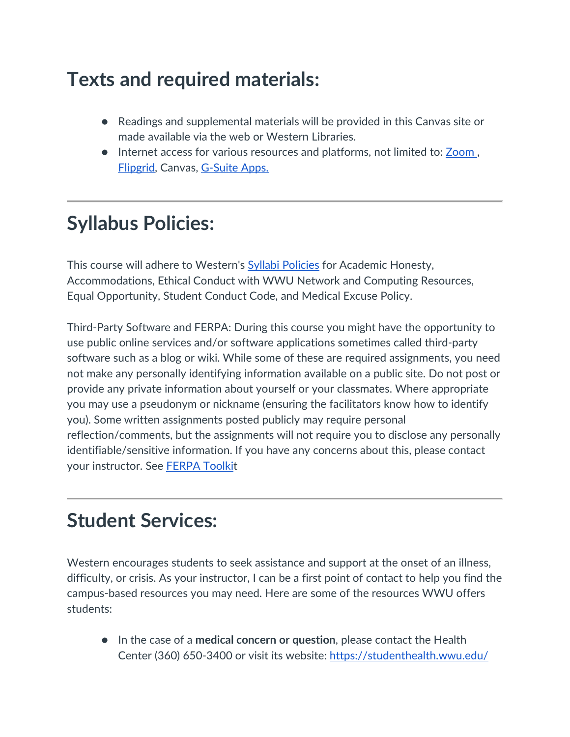# Texts and required materials:

- Readings and supplemental materials will be provided in this Canvas site or made available via the web or Western Libraries.
- Internet access for various resources and platforms, not limited to: Zoom , Flipgrid, Canvas, G-Suite Apps.

---

# Syllabus Policies:

This course will adhere to Western's Syllabi Policies for Academic Honesty, Accommodations, Ethical Conduct with WWU Network and Computing Resources, Equal Opportunity, Student Conduct Code, and Medical Excuse Policy.

Third-Party Software and FERPA: During this course you might have the opportunity to use public online services and/or software applications sometimes called third-party software such as a blog or wiki. While some of these are required assignments, you need not make any personally identifying information available on a public site. Do not post or provide any private information about yourself or your classmates. Where appropriate you may use a pseudonym or nickname (ensuring the facilitators know how to identify you). Some written assignments posted publicly may require personal reflection/comments, but the assignments will not require you to disclose any personally identifiable/sensitive information. If you have any concerns about this, please contact your instructor. See FERPA Toolkit

---

# Student Services:

Western encourages students to seek assistance and support at the onset of an illness, difficulty, or crisis. As your instructor, I can be a first point of contact to help you find the campus-based resources you may need. Here are some of the resources WWU offers students:

- In the case of a **medical concern or question**, please contact the Health Center (360) 650-3400 or visit its website: https://studenthealth.wwu.edu/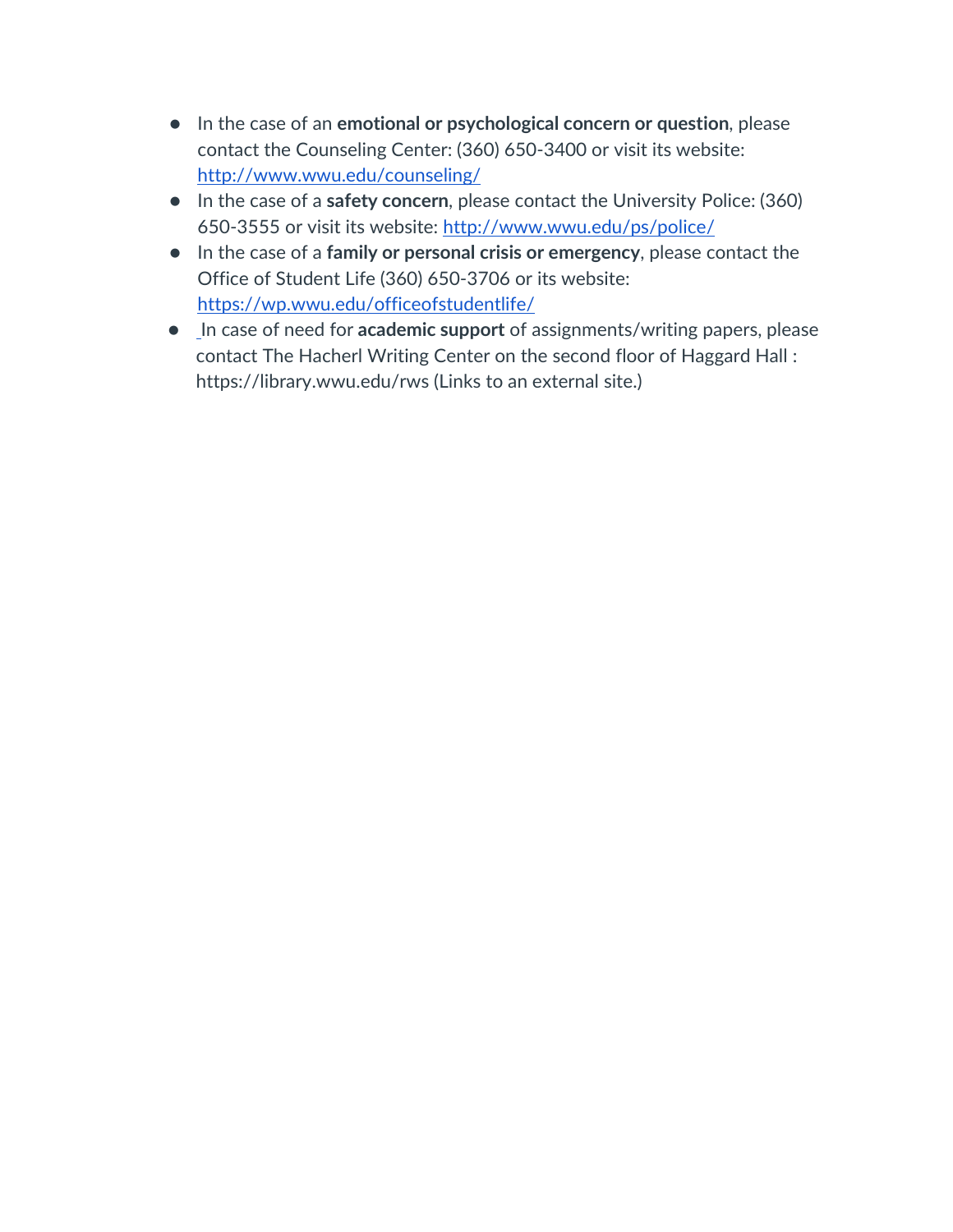- In the case of an **emotional or psychological concern or question**, please contact the Counseling Center: (360) 650-3400 or visit its website: [http://www.wwu.edu/counseling/](http://www.wwu.edu/counseling/)
- In the case of a **safety concern**, please contact the University Police: (360) 650-3555 or visit its website: [http://www.wwu.edu/ps/police/](http://www.wwu.edu/ps/police/)
- In the case of a **family or personal crisis or emergency**, please contact the Office of Student Life (360) 650-3706 or its website: [https://wp.wwu.edu/officeofstudentlife/](https://wp.wwu.edu/officeofstudentlife/)
- In case of need for **academic support** of assignments/writing papers, please contact The Hacherl Writing Center on the second floor of Haggard Hall : https://library.wwu.edu/rws (Links to an external site.)